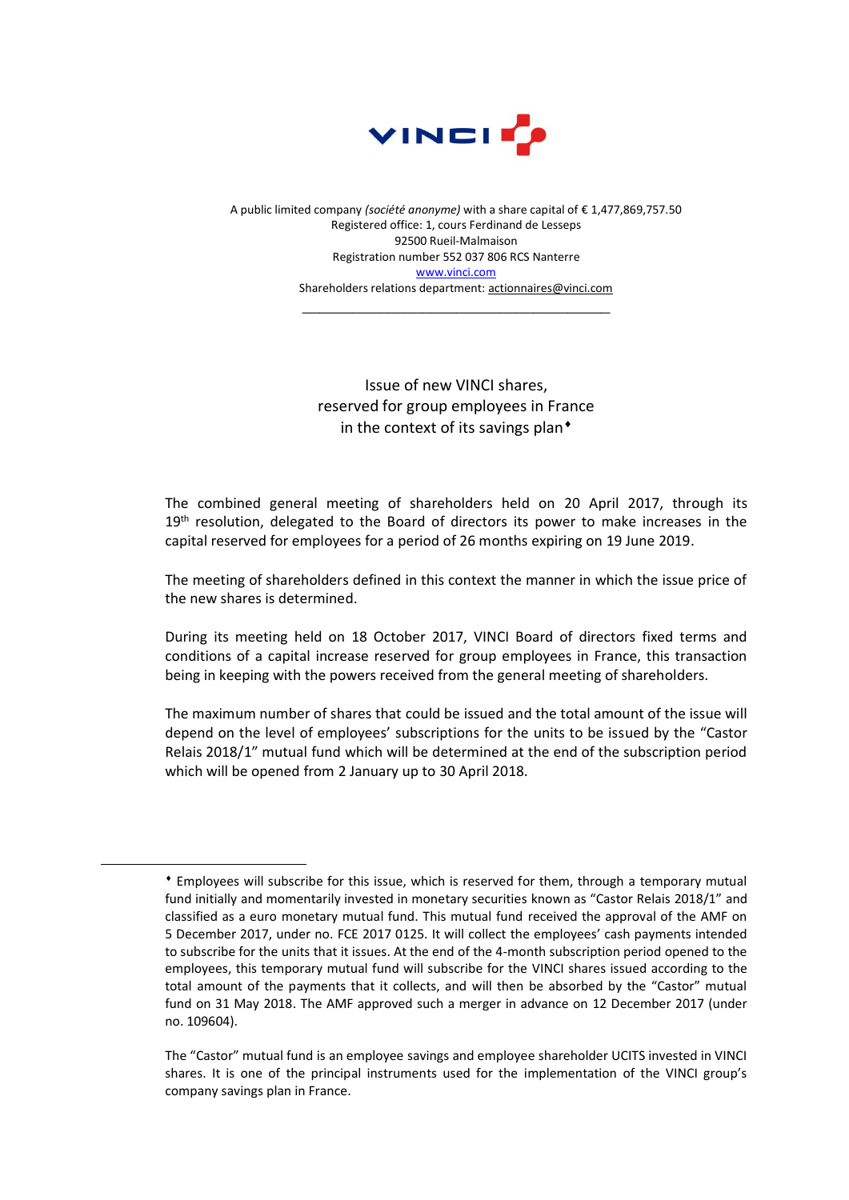VINCI

A public limited company *(société anonyme)* with a share capital of € 1,477,869,757.50
Registered office: 1, cours Ferdinand de Lesseps
92500 Rueil-Malmaison
Registration number 552 037 806 RCS Nanterre
www.vinci.com
Shareholders relations department: actionnaires@vinci.com

---

# Issue of new VINCI shares, reserved for group employees in France in the context of its savings plan♦

The combined general meeting of shareholders held on 20 April 2017, through its 19th resolution, delegated to the Board of directors its power to make increases in the capital reserved for employees for a period of 26 months expiring on 19 June 2019.

The meeting of shareholders defined in this context the manner in which the issue price of the new shares is determined.

During its meeting held on 18 October 2017, VINCI Board of directors fixed terms and conditions of a capital increase reserved for group employees in France, this transaction being in keeping with the powers received from the general meeting of shareholders.

The maximum number of shares that could be issued and the total amount of the issue will depend on the level of employees' subscriptions for the units to be issued by the "Castor Relais 2018/1" mutual fund which will be determined at the end of the subscription period which will be opened from 2 January up to 30 April 2018.

---

♦ Employees will subscribe for this issue, which is reserved for them, through a temporary mutual fund initially and momentarily invested in monetary securities known as "Castor Relais 2018/1" and classified as a euro monetary mutual fund. This mutual fund received the approval of the AMF on 5 December 2017, under no. FCE 2017 0125. It will collect the employees' cash payments intended to subscribe for the units that it issues. At the end of the 4-month subscription period opened to the employees, this temporary mutual fund will subscribe for the VINCI shares issued according to the total amount of the payments that it collects, and will then be absorbed by the "Castor" mutual fund on 31 May 2018. The AMF approved such a merger in advance on 12 December 2017 (under no. 109604).

The "Castor" mutual fund is an employee savings and employee shareholder UCITS invested in VINCI shares. It is one of the principal instruments used for the implementation of the VINCI group's company savings plan in France.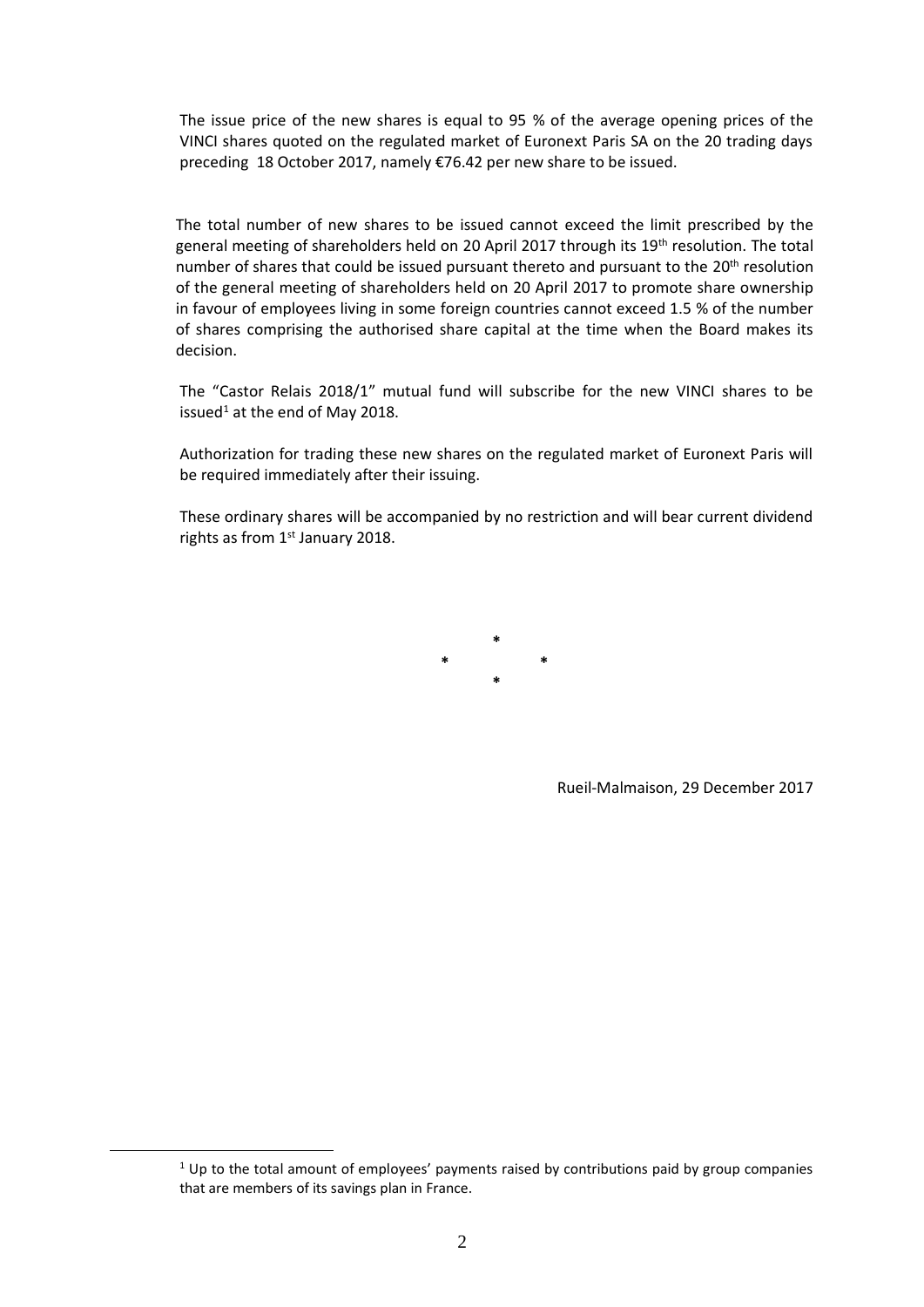The issue price of the new shares is equal to 95 % of the average opening prices of the VINCI shares quoted on the regulated market of Euronext Paris SA on the 20 trading days preceding 18 October 2017, namely €76.42 per new share to be issued.

The total number of new shares to be issued cannot exceed the limit prescribed by the general meeting of shareholders held on 20 April 2017 through its 19th resolution. The total number of shares that could be issued pursuant thereto and pursuant to the 20th resolution of the general meeting of shareholders held on 20 April 2017 to promote share ownership in favour of employees living in some foreign countries cannot exceed 1.5 % of the number of shares comprising the authorised share capital at the time when the Board makes its decision.

The "Castor Relais 2018/1" mutual fund will subscribe for the new VINCI shares to be issued[1] at the end of May 2018.

Authorization for trading these new shares on the regulated market of Euronext Paris will be required immediately after their issuing.

These ordinary shares will be accompanied by no restriction and will bear current dividend rights as from 1st January 2018.

*

\* *

*

Rueil-Malmaison, 29 December 2017

[1] Up to the total amount of employees' payments raised by contributions paid by group companies that are members of its savings plan in France.